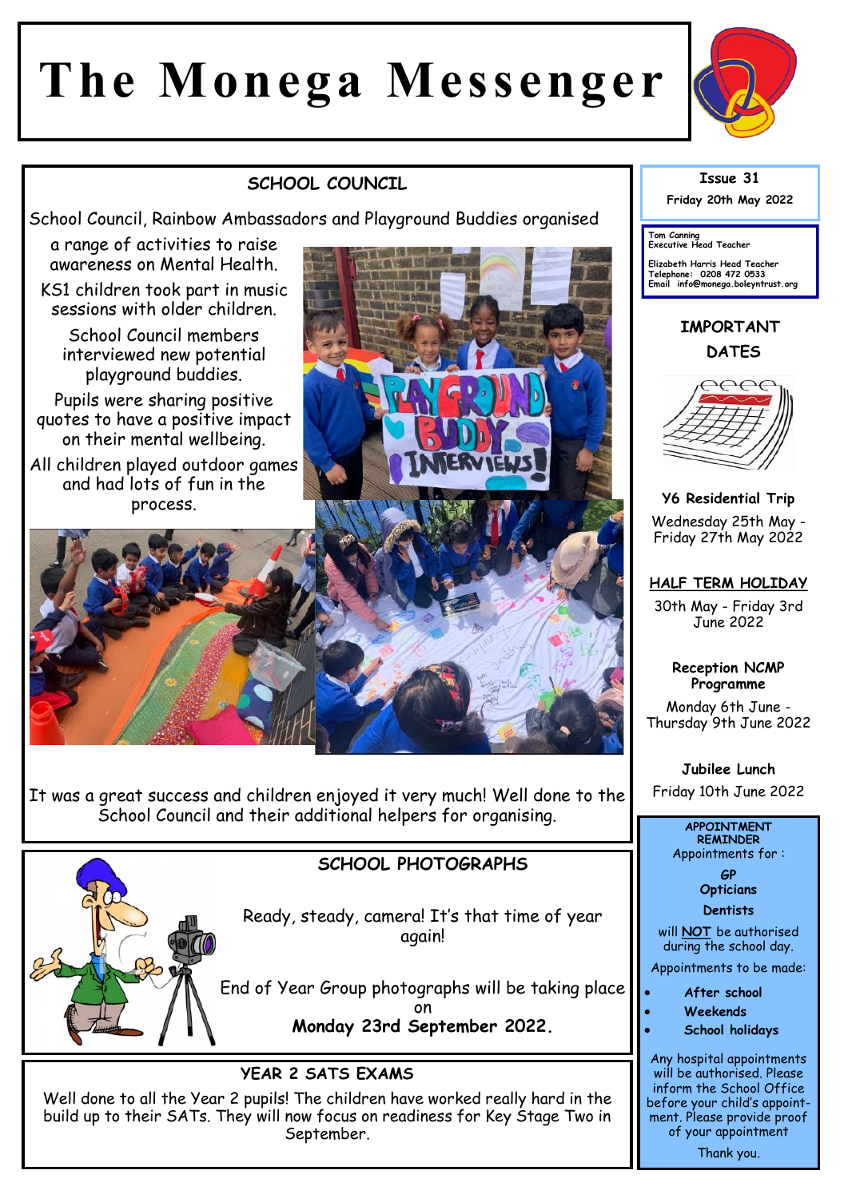# The Monega Messenger

## SCHOOL COUNCIL

School Council, Rainbow Ambassadors and Playground Buddies organised a range of activities to raise awareness on Mental Health.

KS1 children took part in music sessions with older children.

School Council members interviewed new potential playground buddies.

Pupils were sharing positive quotes to have a positive impact on their mental wellbeing.

All children played outdoor games and had lots of fun in the process.

It was a great success and children enjoyed it very much! Well done to the School Council and their additional helpers for organising.

## SCHOOL PHOTOGRAPHS

Ready, steady, camera! It's that time of year again!

End of Year Group photographs will be taking place on **Monday 23rd September 2022.**

## YEAR 2 SATS EXAMS

Well done to all the Year 2 pupils! The children have worked really hard in the build up to their SATs. They will now focus on readiness for Key Stage Two in September.

---

**Issue 31**

**Friday 20th May 2022**

Tom Canning
Executive Head Teacher

Elizabeth Harris Head Teacher
Telephone: 0208 472 0533
Email info@monega.boleyntrust.org

## IMPORTANT DATES

**Y6 Residential Trip**
Wednesday 25th May - Friday 27th May 2022

**HALF TERM HOLIDAY**
30th May - Friday 3rd June 2022

**Reception NCMP Programme**
Monday 6th June - Thursday 9th June 2022

**Jubilee Lunch**
Friday 10th June 2022

**APPOINTMENT REMINDER**

Appointments for :

**GP**
**Opticians**
**Dentists**

will **NOT** be authorised during the school day.

Appointments to be made:

- **After school**
- **Weekends**
- **School holidays**

Any hospital appointments will be authorised. Please inform the School Office before your child's appointment. Please provide proof of your appointment

Thank you.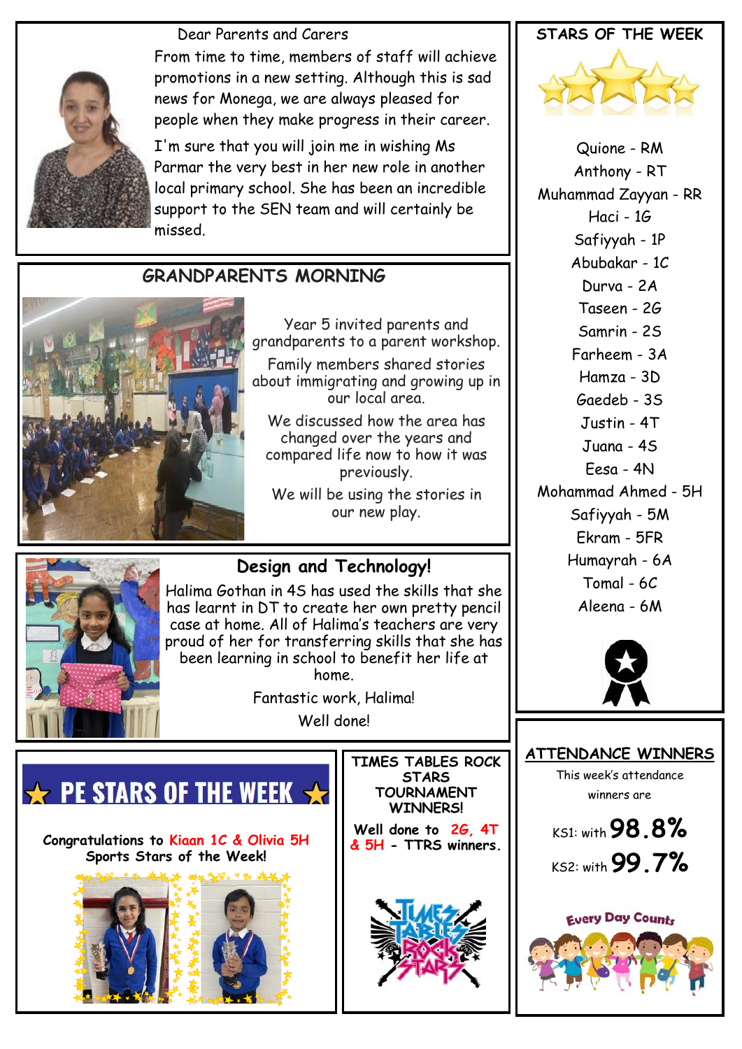Dear Parents and Carers

From time to time, members of staff will achieve promotions in a new setting. Although this is sad news for Monega, we are always pleased for people when they make progress in their career.

I'm sure that you will join me in wishing Ms Parmar the very best in her new role in another local primary school. She has been an incredible support to the SEN team and will certainly be missed.

## GRANDPARENTS MORNING

Year 5 invited parents and grandparents to a parent workshop.

Family members shared stories about immigrating and growing up in our local area.

We discussed how the area has changed over the years and compared life now to how it was previously.

We will be using the stories in our new play.

## Design and Technology!

Halima Gothan in 4S has used the skills that she has learnt in DT to create her own pretty pencil case at home. All of Halima's teachers are very proud of her for transferring skills that she has been learning in school to benefit her life at home.

Fantastic work, Halima!

Well done!

## PE STARS OF THE WEEK

**Congratulations to Kiaan 1C & Olivia 5H Sports Stars of the Week!**

## TIMES TABLES ROCK STARS TOURNAMENT WINNERS!

**Well done to 2G, 4T & 5H - TTRS winners.**

## STARS OF THE WEEK

Quione - RM
Anthony - RT
Muhammad Zayyan - RR
Haci - 1G
Safiyyah - 1P
Abubakar - 1C
Durva - 2A
Taseen - 2G
Samrin - 2S
Farheem - 3A
Hamza - 3D
Gaedeb - 3S
Justin - 4T
Juana - 4S
Eesa - 4N
Mohammad Ahmed - 5H
Safiyyah - 5M
Ekram - 5FR
Humayrah - 6A
Tomal - 6C
Aleena - 6M

## ATTENDANCE WINNERS

This week's attendance winners are

KS1: with **98.8%**

KS2: with **99.7%**

Every Day Counts